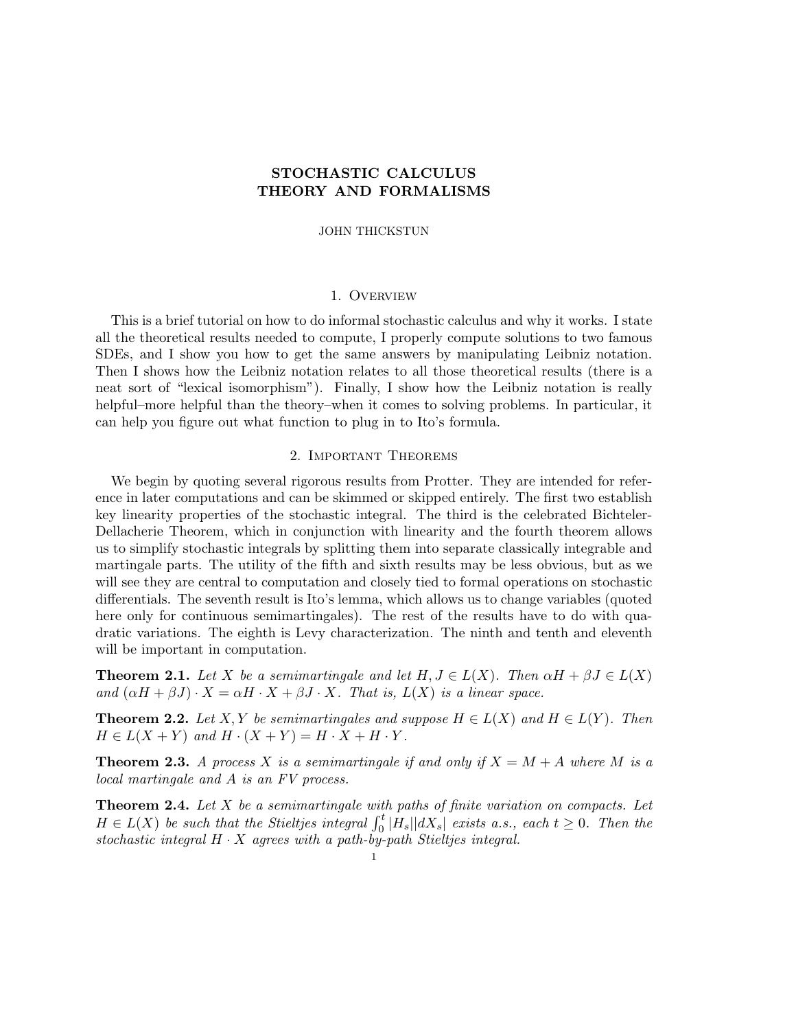# STOCHASTIC CALCULUS
# THEORY AND FORMALISMS

JOHN THICKSTUN

## 1. Overview

This is a brief tutorial on how to do informal stochastic calculus and why it works. I state all the theoretical results needed to compute, I properly compute solutions to two famous SDEs, and I show you how to get the same answers by manipulating Leibniz notation. Then I shows how the Leibniz notation relates to all those theoretical results (there is a neat sort of "lexical isomorphism"). Finally, I show how the Leibniz notation is really helpful–more helpful than the theory–when it comes to solving problems. In particular, it can help you figure out what function to plug in to Ito's formula.

## 2. Important Theorems

We begin by quoting several rigorous results from Protter. They are intended for reference in later computations and can be skimmed or skipped entirely. The first two establish key linearity properties of the stochastic integral. The third is the celebrated Bichteler-Dellacherie Theorem, which in conjunction with linearity and the fourth theorem allows us to simplify stochastic integrals by splitting them into separate classically integrable and martingale parts. The utility of the fifth and sixth results may be less obvious, but as we will see they are central to computation and closely tied to formal operations on stochastic differentials. The seventh result is Ito's lemma, which allows us to change variables (quoted here only for continuous semimartingales). The rest of the results have to do with quadratic variations. The eighth is Levy characterization. The ninth and tenth and eleventh will be important in computation.

**Theorem 2.1.** *Let $X$ be a semimartingale and let $H, J \in L(X)$. Then $\alpha H + \beta J \in L(X)$ and $(\alpha H + \beta J) \cdot X = \alpha H \cdot X + \beta J \cdot X$. That is, $L(X)$ is a linear space.*

**Theorem 2.2.** *Let $X, Y$ be semimartingales and suppose $H \in L(X)$ and $H \in L(Y)$. Then $H \in L(X + Y)$ and $H \cdot (X + Y) = H \cdot X + H \cdot Y$.*

**Theorem 2.3.** *A process $X$ is a semimartingale if and only if $X = M + A$ where $M$ is a local martingale and $A$ is an FV process.*

**Theorem 2.4.** *Let $X$ be a semimartingale with paths of finite variation on compacts. Let $H \in L(X)$ be such that the Stieltjes integral $\int_0^t |H_s||dX_s|$ exists a.s., each $t \geq 0$. Then the stochastic integral $H \cdot X$ agrees with a path-by-path Stieltjes integral.*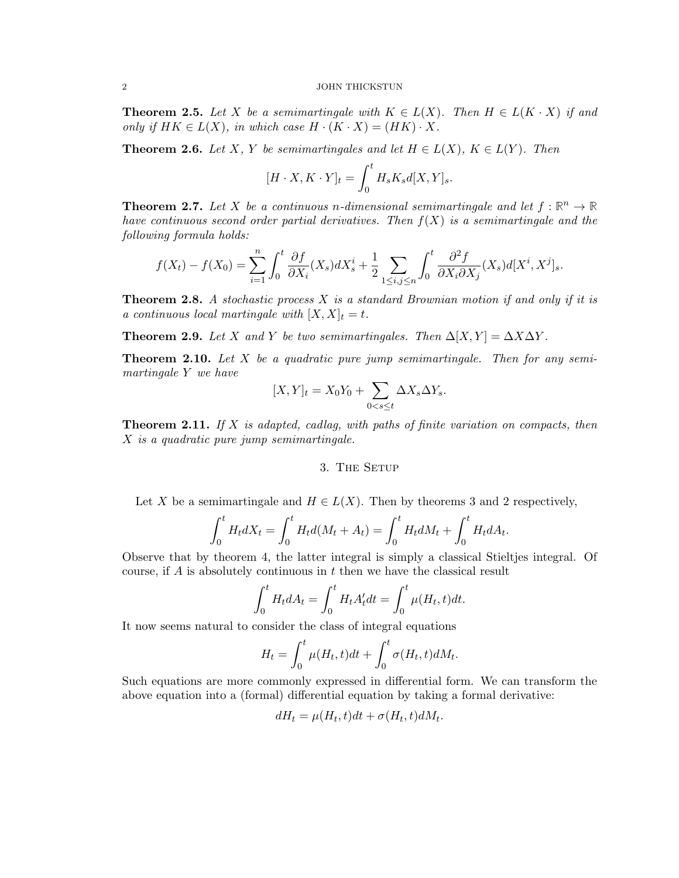**Theorem 2.5.** *Let $X$ be a semimartingale with $K \in L(X)$. Then $H \in L(K \cdot X)$ if and only if $HK \in L(X)$, in which case $H \cdot (K \cdot X) = (HK) \cdot X$.*

**Theorem 2.6.** *Let $X$, $Y$ be semimartingales and let $H \in L(X)$, $K \in L(Y)$. Then*

$$[H \cdot X, K \cdot Y]_t = \int_0^t H_s K_s d[X, Y]_s.$$

**Theorem 2.7.** *Let $X$ be a continuous $n$-dimensional semimartingale and let $f : \mathbb{R}^n \to \mathbb{R}$ have continuous second order partial derivatives. Then $f(X)$ is a semimartingale and the following formula holds:*

$$f(X_t) - f(X_0) = \sum_{i=1}^n \int_0^t \frac{\partial f}{\partial X_i}(X_s) dX_s^i + \frac{1}{2} \sum_{1 \leq i,j \leq n} \int_0^t \frac{\partial^2 f}{\partial X_i \partial X_j}(X_s) d[X^i, X^j]_s.$$

**Theorem 2.8.** *A stochastic process $X$ is a standard Brownian motion if and only if it is a continuous local martingale with $[X, X]_t = t$.*

**Theorem 2.9.** *Let $X$ and $Y$ be two semimartingales. Then $\Delta[X, Y] = \Delta X \Delta Y$.*

**Theorem 2.10.** *Let $X$ be a quadratic pure jump semimartingale. Then for any semimartingale $Y$ we have*

$$[X, Y]_t = X_0 Y_0 + \sum_{0 < s \leq t} \Delta X_s \Delta Y_s.$$

**Theorem 2.11.** *If $X$ is adapted, cadlag, with paths of finite variation on compacts, then $X$ is a quadratic pure jump semimartingale.*

## 3. The Setup

Let $X$ be a semimartingale and $H \in L(X)$. Then by theorems 3 and 2 respectively,

$$\int_0^t H_t dX_t = \int_0^t H_t d(M_t + A_t) = \int_0^t H_t dM_t + \int_0^t H_t dA_t.$$

Observe that by theorem 4, the latter integral is simply a classical Stieltjes integral. Of course, if $A$ is absolutely continuous in $t$ then we have the classical result

$$\int_0^t H_t dA_t = \int_0^t H_t A_t' dt = \int_0^t \mu(H_t, t) dt.$$

It now seems natural to consider the class of integral equations

$$H_t = \int_0^t \mu(H_t, t) dt + \int_0^t \sigma(H_t, t) dM_t.$$

Such equations are more commonly expressed in differential form. We can transform the above equation into a (formal) differential equation by taking a formal derivative:

$$dH_t = \mu(H_t, t) dt + \sigma(H_t, t) dM_t.$$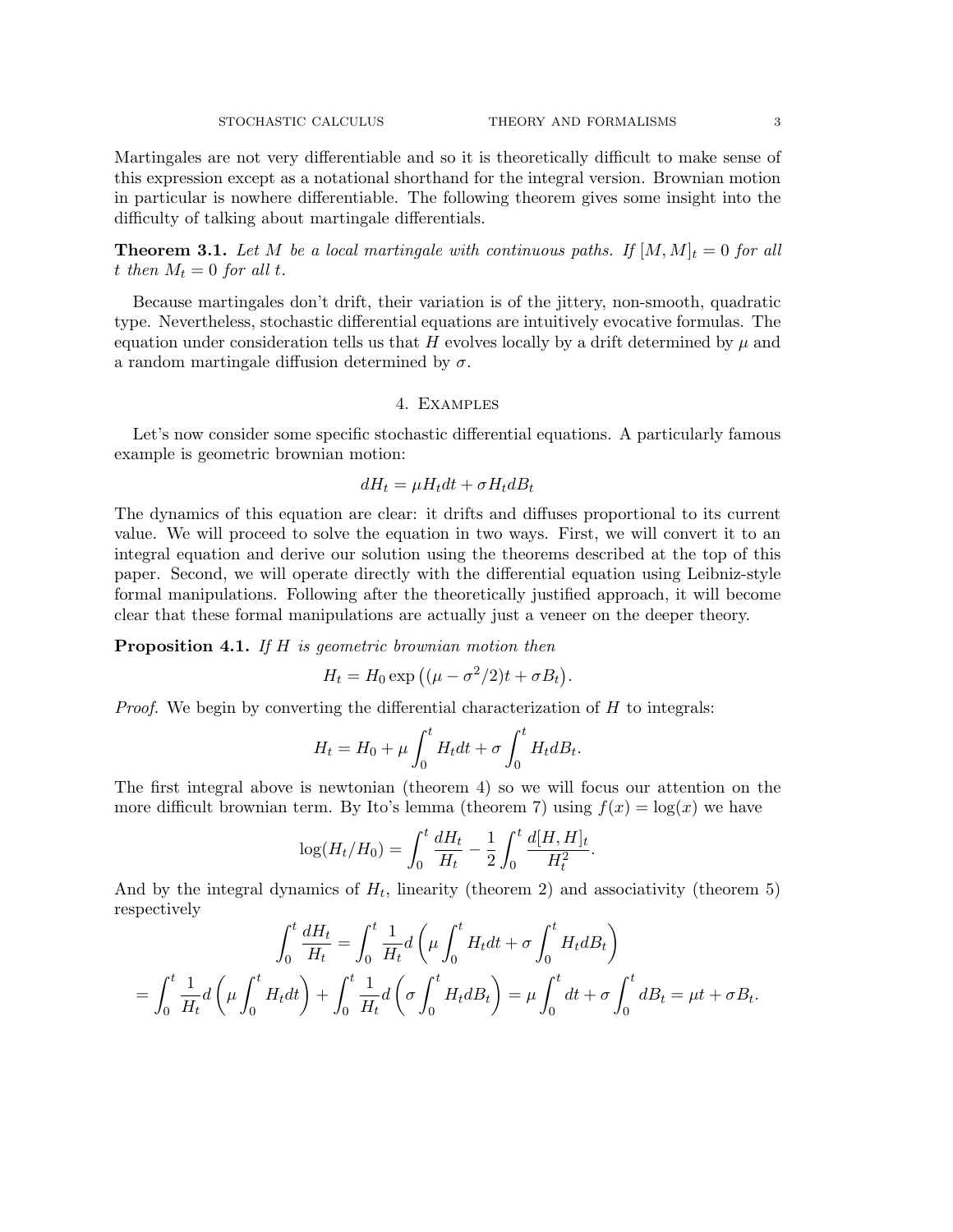Martingales are not very differentiable and so it is theoretically difficult to make sense of this expression except as a notational shorthand for the integral version. Brownian motion in particular is nowhere differentiable. The following theorem gives some insight into the difficulty of talking about martingale differentials.

**Theorem 3.1.** *Let $M$ be a local martingale with continuous paths. If $[M, M]_t = 0$ for all $t$ then $M_t = 0$ for all $t$.*

Because martingales don't drift, their variation is of the jittery, non-smooth, quadratic type. Nevertheless, stochastic differential equations are intuitively evocative formulas. The equation under consideration tells us that $H$ evolves locally by a drift determined by $\mu$ and a random martingale diffusion determined by $\sigma$.

## 4. Examples

Let's now consider some specific stochastic differential equations. A particularly famous example is geometric brownian motion:

$$dH_t = \mu H_t dt + \sigma H_t dB_t$$

The dynamics of this equation are clear: it drifts and diffuses proportional to its current value. We will proceed to solve the equation in two ways. First, we will convert it to an integral equation and derive our solution using the theorems described at the top of this paper. Second, we will operate directly with the differential equation using Leibniz-style formal manipulations. Following after the theoretically justified approach, it will become clear that these formal manipulations are actually just a veneer on the deeper theory.

**Proposition 4.1.** *If $H$ is geometric brownian motion then*

$$H_t = H_0 \exp\left((\mu - \sigma^2/2)t + \sigma B_t\right).$$

*Proof.* We begin by converting the differential characterization of $H$ to integrals:

$$H_t = H_0 + \mu \int_0^t H_t dt + \sigma \int_0^t H_t dB_t.$$

The first integral above is newtonian (theorem 4) so we will focus our attention on the more difficult brownian term. By Ito's lemma (theorem 7) using $f(x) = \log(x)$ we have

$$\log(H_t/H_0) = \int_0^t \frac{dH_t}{H_t} - \frac{1}{2}\int_0^t \frac{d[H, H]_t}{H_t^2}.$$

And by the integral dynamics of $H_t$, linearity (theorem 2) and associativity (theorem 5) respectively

$$\int_0^t \frac{dH_t}{H_t} = \int_0^t \frac{1}{H_t} d\left(\mu \int_0^t H_t dt + \sigma \int_0^t H_t dB_t\right)$$

$$= \int_0^t \frac{1}{H_t} d\left(\mu \int_0^t H_t dt\right) + \int_0^t \frac{1}{H_t} d\left(\sigma \int_0^t H_t dB_t\right) = \mu \int_0^t dt + \sigma \int_0^t dB_t = \mu t + \sigma B_t.$$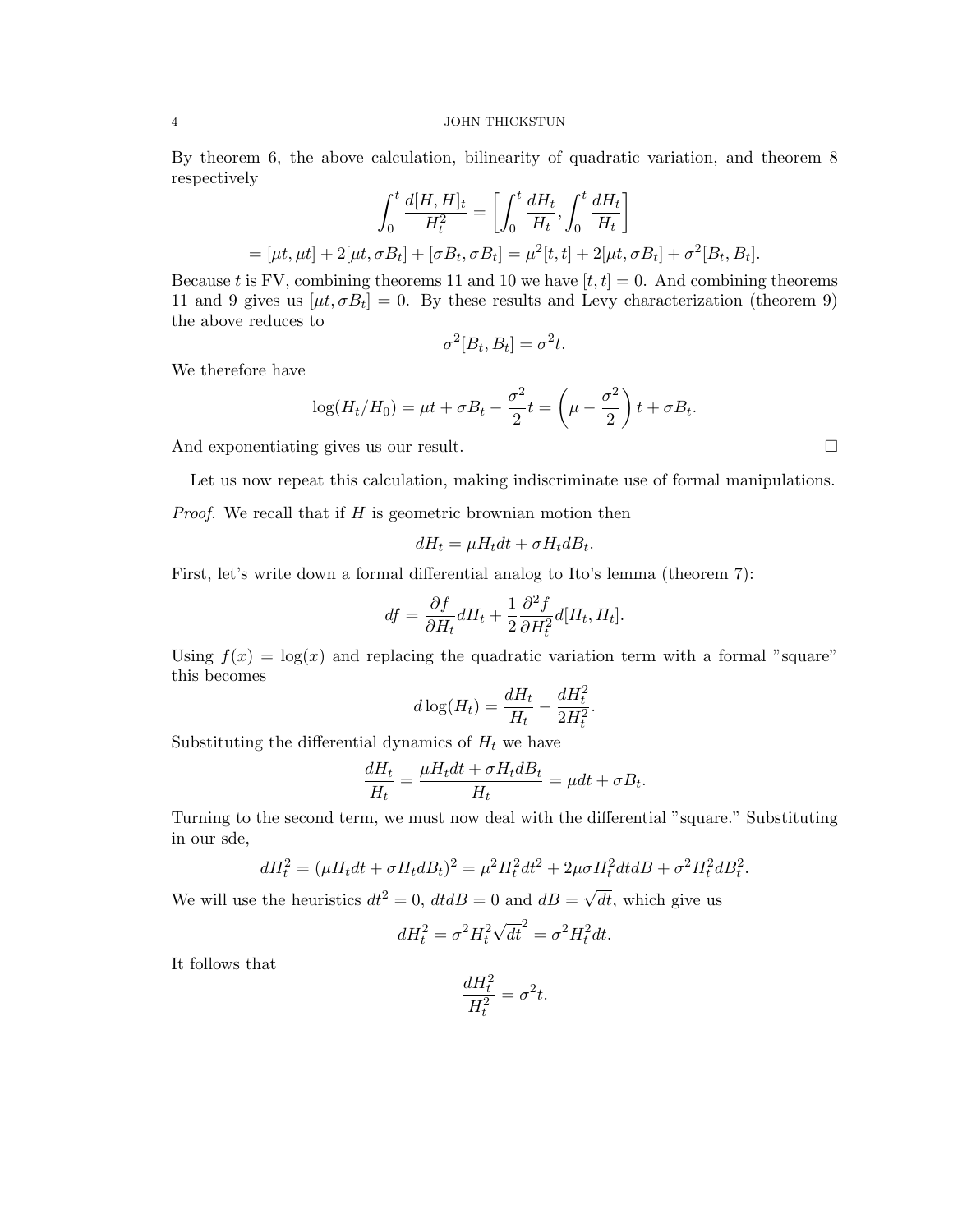By theorem 6, the above calculation, bilinearity of quadratic variation, and theorem 8 respectively

$$\int_0^t \frac{d[H,H]_t}{H_t^2} = \left[\int_0^t \frac{dH_t}{H_t}, \int_0^t \frac{dH_t}{H_t}\right]$$

$$= [\mu t, \mu t] + 2[\mu t, \sigma B_t] + [\sigma B_t, \sigma B_t] = \mu^2[t,t] + 2[\mu t, \sigma B_t] + \sigma^2[B_t, B_t].$$

Because $t$ is FV, combining theorems 11 and 10 we have $[t,t] = 0$. And combining theorems 11 and 9 gives us $[\mu t, \sigma B_t] = 0$. By these results and Levy characterization (theorem 9) the above reduces to

$$\sigma^2[B_t, B_t] = \sigma^2 t.$$

We therefore have

$$\log(H_t/H_0) = \mu t + \sigma B_t - \frac{\sigma^2}{2}t = \left(\mu - \frac{\sigma^2}{2}\right)t + \sigma B_t.$$

And exponentiating gives us our result. □

Let us now repeat this calculation, making indiscriminate use of formal manipulations.

*Proof.* We recall that if $H$ is geometric brownian motion then

$$dH_t = \mu H_t dt + \sigma H_t dB_t.$$

First, let's write down a formal differential analog to Ito's lemma (theorem 7):

$$df = \frac{\partial f}{\partial H_t} dH_t + \frac{1}{2}\frac{\partial^2 f}{\partial H_t^2} d[H_t, H_t].$$

Using $f(x) = \log(x)$ and replacing the quadratic variation term with a formal "square" this becomes

$$d\log(H_t) = \frac{dH_t}{H_t} - \frac{dH_t^2}{2H_t^2}.$$

Substituting the differential dynamics of $H_t$ we have

$$\frac{dH_t}{H_t} = \frac{\mu H_t dt + \sigma H_t dB_t}{H_t} = \mu dt + \sigma B_t.$$

Turning to the second term, we must now deal with the differential "square." Substituting in our sde,

$$dH_t^2 = (\mu H_t dt + \sigma H_t dB_t)^2 = \mu^2 H_t^2 dt^2 + 2\mu\sigma H_t^2 dt dB + \sigma^2 H_t^2 dB_t^2.$$

We will use the heuristics $dt^2 = 0$, $dtdB = 0$ and $dB = \sqrt{dt}$, which give us

$$dH_t^2 = \sigma^2 H_t^2 \sqrt{dt}^2 = \sigma^2 H_t^2 dt.$$

It follows that

$$\frac{dH_t^2}{H_t^2} = \sigma^2 t.$$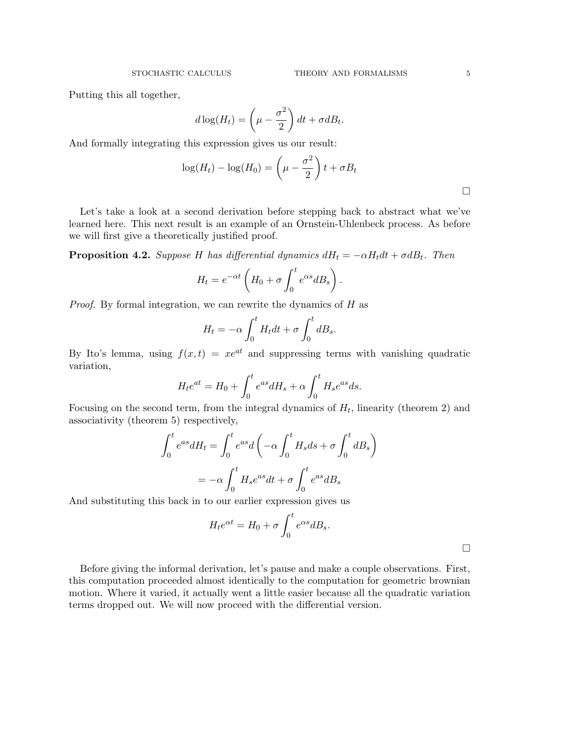Putting this all together,

$$d\log(H_t) = \left(\mu - \frac{\sigma^2}{2}\right) dt + \sigma dB_t.$$

And formally integrating this expression gives us our result:

$$\log(H_t) - \log(H_0) = \left(\mu - \frac{\sigma^2}{2}\right) t + \sigma B_t$$

□

Let's take a look at a second derivation before stepping back to abstract what we've learned here. This next result is an example of an Ornstein-Uhlenbeck process. As before we will first give a theoretically justified proof.

**Proposition 4.2.** *Suppose $H$ has differential dynamics $dH_t = -\alpha H_t dt + \sigma dB_t$. Then*

$$H_t = e^{-\alpha t}\left(H_0 + \sigma \int_0^t e^{\alpha s} dB_s\right).$$

*Proof.* By formal integration, we can rewrite the dynamics of $H$ as

$$H_t = -\alpha \int_0^t H_t dt + \sigma \int_0^t dB_s.$$

By Ito's lemma, using $f(x,t) = xe^{at}$ and suppressing terms with vanishing quadratic variation,

$$H_t e^{at} = H_0 + \int_0^t e^{as} dH_s + \alpha \int_0^t H_s e^{as} ds.$$

Focusing on the second term, from the integral dynamics of $H_t$, linearity (theorem 2) and associativity (theorem 5) respectively,

$$\begin{aligned}
\int_0^t e^{as} dH_t &= \int_0^t e^{as} d\left(-\alpha \int_0^t H_s ds + \sigma \int_0^t dB_s\right) \\
&= -\alpha \int_0^t H_s e^{as} dt + \sigma \int_0^t e^{as} dB_s
\end{aligned}$$

And substituting this back in to our earlier expression gives us

$$H_t e^{\alpha t} = H_0 + \sigma \int_0^t e^{\alpha s} dB_s.$$

□

Before giving the informal derivation, let's pause and make a couple observations. First, this computation proceeded almost identically to the computation for geometric brownian motion. Where it varied, it actually went a little easier because all the quadratic variation terms dropped out. We will now proceed with the differential version.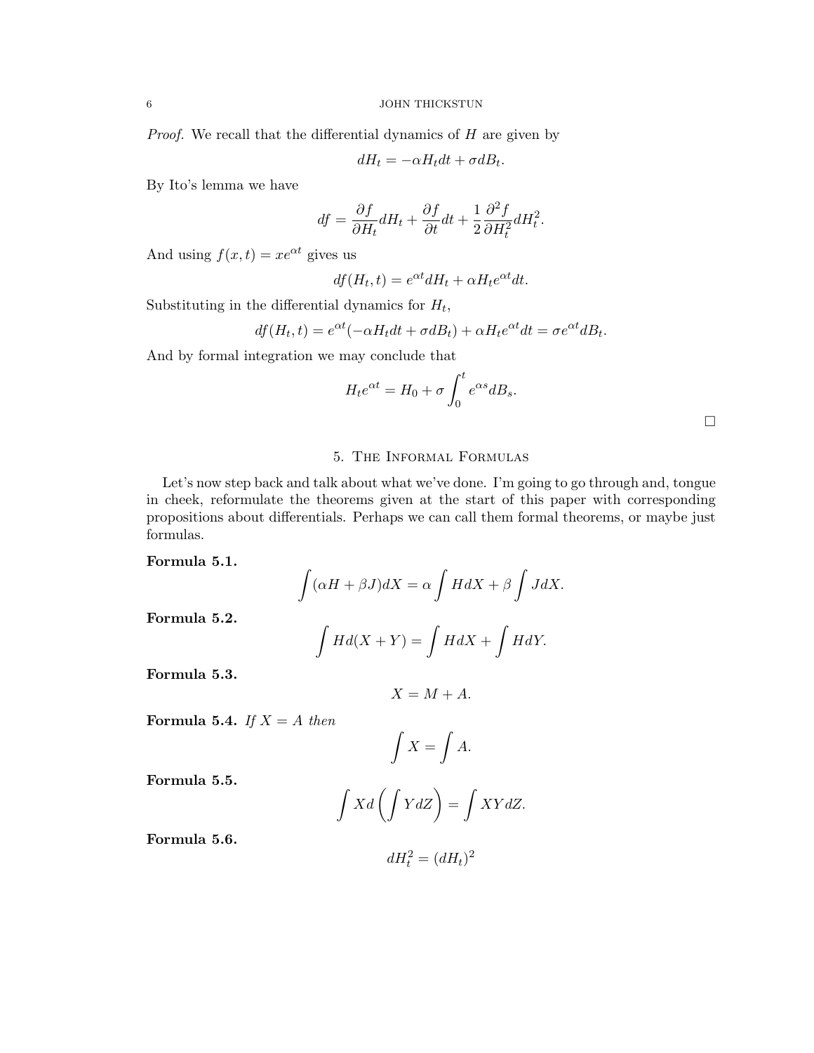*Proof.* We recall that the differential dynamics of $H$ are given by

$$dH_t = -\alpha H_t dt + \sigma dB_t.$$

By Ito's lemma we have

$$df = \frac{\partial f}{\partial H_t} dH_t + \frac{\partial f}{\partial t} dt + \frac{1}{2} \frac{\partial^2 f}{\partial H_t^2} dH_t^2.$$

And using $f(x,t) = xe^{\alpha t}$ gives us

$$df(H_t, t) = e^{\alpha t} dH_t + \alpha H_t e^{\alpha t} dt.$$

Substituting in the differential dynamics for $H_t$,

$$df(H_t, t) = e^{\alpha t}(-\alpha H_t dt + \sigma dB_t) + \alpha H_t e^{\alpha t} dt = \sigma e^{\alpha t} dB_t.$$

And by formal integration we may conclude that

$$H_t e^{\alpha t} = H_0 + \sigma \int_0^t e^{\alpha s} dB_s.$$

□

## 5. The Informal Formulas

Let's now step back and talk about what we've done. I'm going to go through and, tongue in cheek, reformulate the theorems given at the start of this paper with corresponding propositions about differentials. Perhaps we can call them formal theorems, or maybe just formulas.

**Formula 5.1.**

$$\int (\alpha H + \beta J) dX = \alpha \int H dX + \beta \int J dX.$$

**Formula 5.2.**

$$\int H d(X + Y) = \int H dX + \int H dY.$$

**Formula 5.3.**

$$X = M + A.$$

**Formula 5.4.** *If $X = A$ then*

$$\int X = \int A.$$

**Formula 5.5.**

$$\int X d\left(\int Y dZ\right) = \int XY dZ.$$

**Formula 5.6.**

$$dH_t^2 = (dH_t)^2$$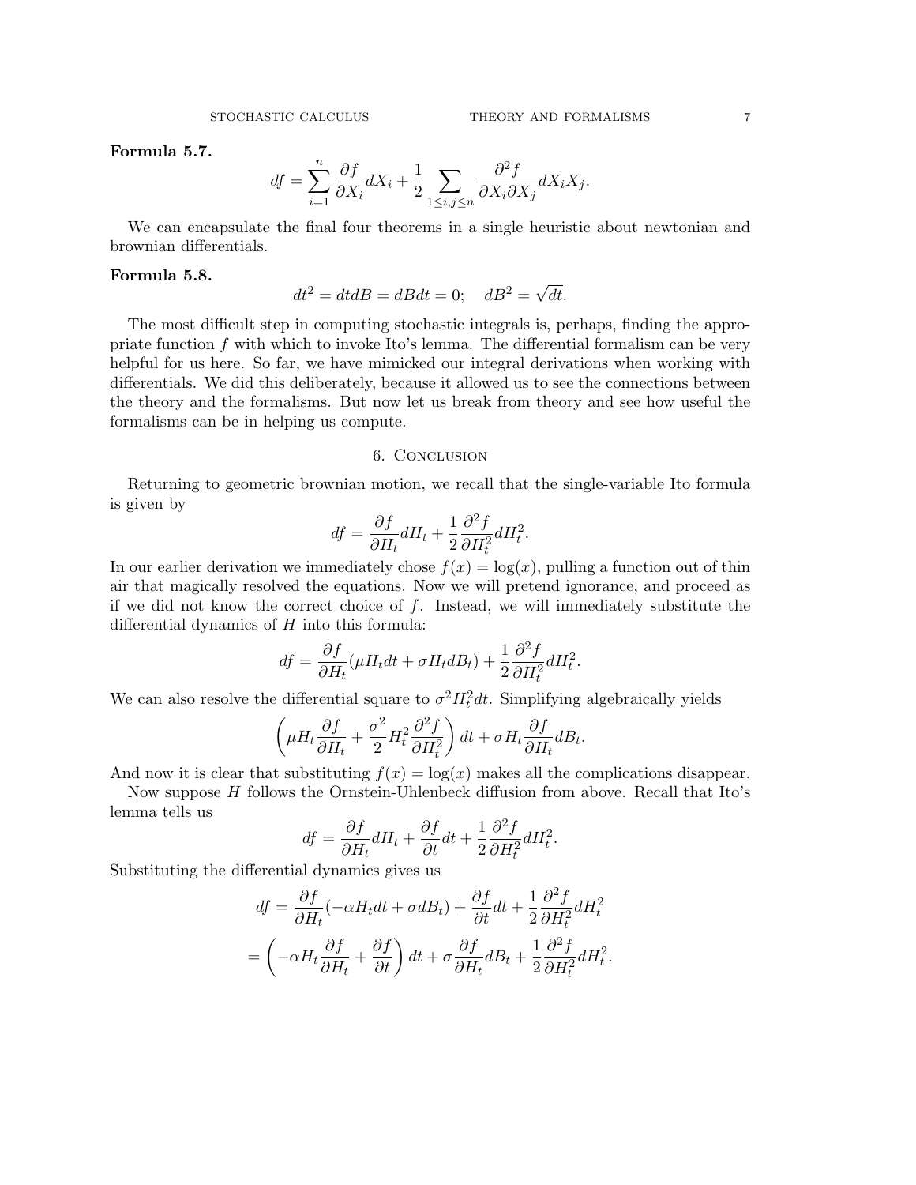**Formula 5.7.**

$$df = \sum_{i=1}^{n} \frac{\partial f}{\partial X_i} dX_i + \frac{1}{2} \sum_{1 \le i,j \le n} \frac{\partial^2 f}{\partial X_i \partial X_j} dX_i X_j.$$

We can encapsulate the final four theorems in a single heuristic about newtonian and brownian differentials.

**Formula 5.8.**

$$dt^2 = dtdB = dBdt = 0; \quad dB^2 = \sqrt{dt}.$$

The most difficult step in computing stochastic integrals is, perhaps, finding the appropriate function $f$ with which to invoke Ito's lemma. The differential formalism can be very helpful for us here. So far, we have mimicked our integral derivations when working with differentials. We did this deliberately, because it allowed us to see the connections between the theory and the formalisms. But now let us break from theory and see how useful the formalisms can be in helping us compute.

## 6. Conclusion

Returning to geometric brownian motion, we recall that the single-variable Ito formula is given by

$$df = \frac{\partial f}{\partial H_t} dH_t + \frac{1}{2} \frac{\partial^2 f}{\partial H_t^2} dH_t^2.$$

In our earlier derivation we immediately chose $f(x) = \log(x)$, pulling a function out of thin air that magically resolved the equations. Now we will pretend ignorance, and proceed as if we did not know the correct choice of $f$. Instead, we will immediately substitute the differential dynamics of $H$ into this formula:

$$df = \frac{\partial f}{\partial H_t} (\mu H_t dt + \sigma H_t dB_t) + \frac{1}{2} \frac{\partial^2 f}{\partial H_t^2} dH_t^2.$$

We can also resolve the differential square to $\sigma^2 H_t^2 dt$. Simplifying algebraically yields

$$\left( \mu H_t \frac{\partial f}{\partial H_t} + \frac{\sigma^2}{2} H_t^2 \frac{\partial^2 f}{\partial H_t^2} \right) dt + \sigma H_t \frac{\partial f}{\partial H_t} dB_t.$$

And now it is clear that substituting $f(x) = \log(x)$ makes all the complications disappear.

Now suppose $H$ follows the Ornstein-Uhlenbeck diffusion from above. Recall that Ito's lemma tells us

$$df = \frac{\partial f}{\partial H_t} dH_t + \frac{\partial f}{\partial t} dt + \frac{1}{2} \frac{\partial^2 f}{\partial H_t^2} dH_t^2.$$

Substituting the differential dynamics gives us

$$\begin{aligned} df &= \frac{\partial f}{\partial H_t} (-\alpha H_t dt + \sigma dB_t) + \frac{\partial f}{\partial t} dt + \frac{1}{2} \frac{\partial^2 f}{\partial H_t^2} dH_t^2 \\ &= \left( -\alpha H_t \frac{\partial f}{\partial H_t} + \frac{\partial f}{\partial t} \right) dt + \sigma \frac{\partial f}{\partial H_t} dB_t + \frac{1}{2} \frac{\partial^2 f}{\partial H_t^2} dH_t^2. \end{aligned}$$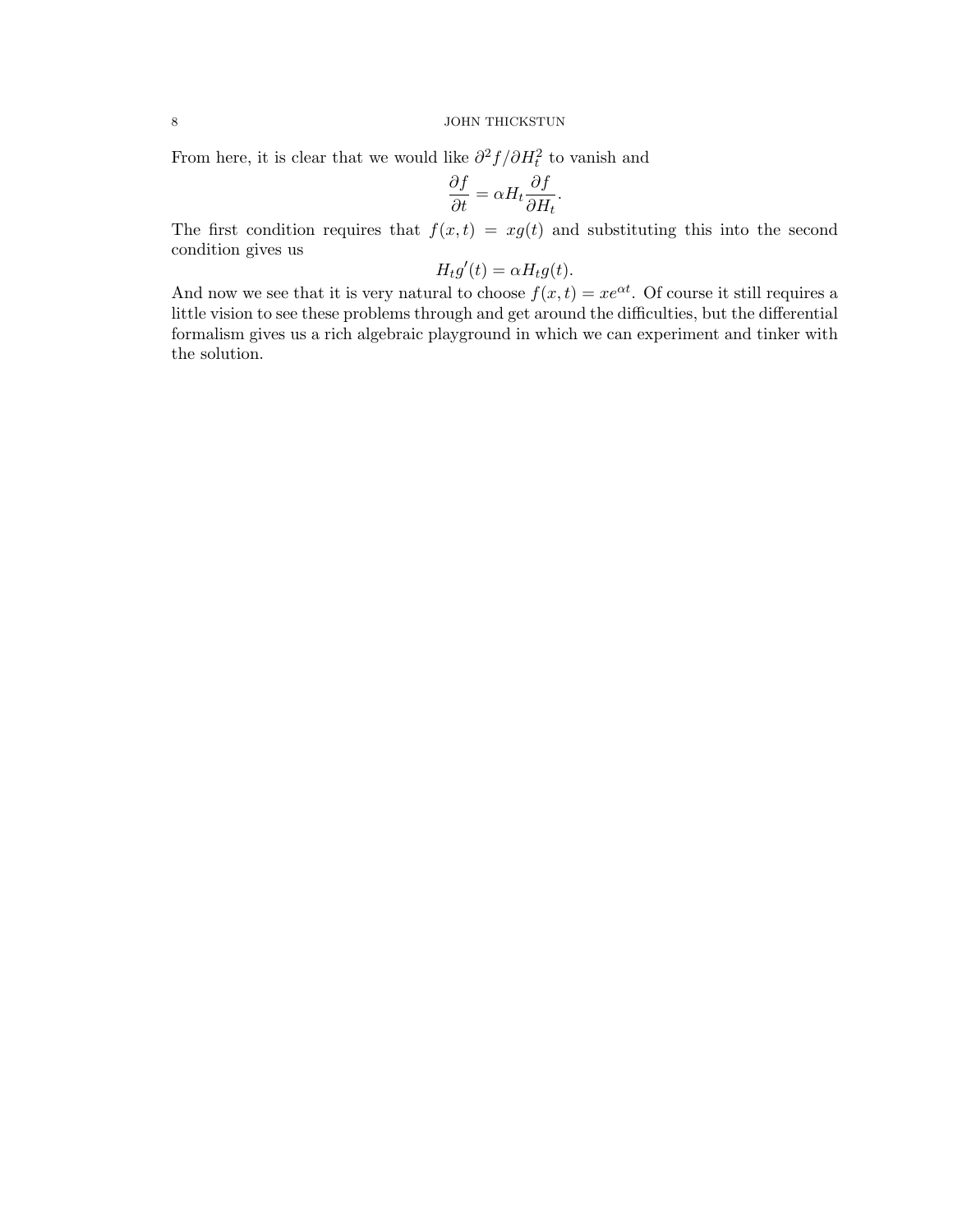From here, it is clear that we would like $\partial^2 f/\partial H_t^2$ to vanish and

$$\frac{\partial f}{\partial t} = \alpha H_t \frac{\partial f}{\partial H_t}.$$

The first condition requires that $f(x,t) = xg(t)$ and substituting this into the second condition gives us

$$H_t g'(t) = \alpha H_t g(t).$$

And now we see that it is very natural to choose $f(x,t) = xe^{\alpha t}$. Of course it still requires a little vision to see these problems through and get around the difficulties, but the differential formalism gives us a rich algebraic playground in which we can experiment and tinker with the solution.